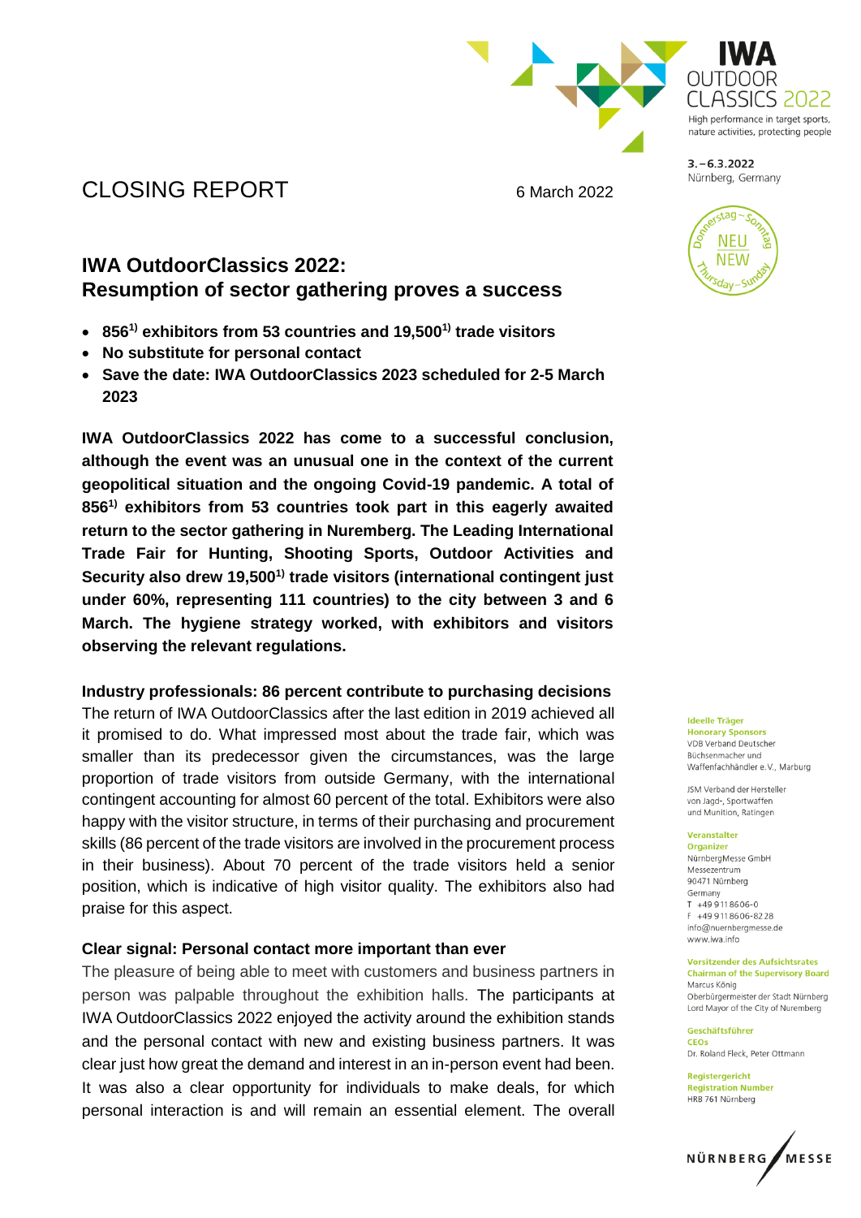IWA OUTDOOR CLASSICS 2022

High performance in target sports, nature activities, protecting people

3.–6.3.2022
Nürnberg, Germany

Donnerstag–Sonntag NEU NEW Thursday–Sunday

# CLOSING REPORT

6 March 2022

## IWA OutdoorClassics 2022: Resumption of sector gathering proves a success

- **856[1)] exhibitors from 53 countries and 19,500[1)] trade visitors**
- **No substitute for personal contact**
- **Save the date: IWA OutdoorClassics 2023 scheduled for 2-5 March 2023**

**IWA OutdoorClassics 2022 has come to a successful conclusion, although the event was an unusual one in the context of the current geopolitical situation and the ongoing Covid-19 pandemic. A total of 856[1)] exhibitors from 53 countries took part in this eagerly awaited return to the sector gathering in Nuremberg. The Leading International Trade Fair for Hunting, Shooting Sports, Outdoor Activities and Security also drew 19,500[1)] trade visitors (international contingent just under 60%, representing 111 countries) to the city between 3 and 6 March. The hygiene strategy worked, with exhibitors and visitors observing the relevant regulations.**

### Industry professionals: 86 percent contribute to purchasing decisions

The return of IWA OutdoorClassics after the last edition in 2019 achieved all it promised to do. What impressed most about the trade fair, which was smaller than its predecessor given the circumstances, was the large proportion of trade visitors from outside Germany, with the international contingent accounting for almost 60 percent of the total. Exhibitors were also happy with the visitor structure, in terms of their purchasing and procurement skills (86 percent of the trade visitors are involved in the procurement process in their business). About 70 percent of the trade visitors held a senior position, which is indicative of high visitor quality. The exhibitors also had praise for this aspect.

### Clear signal: Personal contact more important than ever

The pleasure of being able to meet with customers and business partners in person was palpable throughout the exhibition halls. The participants at IWA OutdoorClassics 2022 enjoyed the activity around the exhibition stands and the personal contact with new and existing business partners. It was clear just how great the demand and interest in an in-person event had been. It was also a clear opportunity for individuals to make deals, for which personal interaction is and will remain an essential element. The overall

**Ideelle Träger**
**Honorary Sponsors**
VDB Verband Deutscher Büchsenmacher und Waffenfachhändler e. V., Marburg

JSM Verband der Hersteller von Jagd-, Sportwaffen und Munition, Ratingen

**Veranstalter**
**Organizer**
NürnbergMesse GmbH
Messezentrum
90471 Nürnberg
Germany
T +49 9 11 86 06-0
F +49 9 11 86 06-82 28
info@nuernbergmesse.de
www.iwa.info

**Vorsitzender des Aufsichtsrates**
**Chairman of the Supervisory Board**
Marcus König
Oberbürgermeister der Stadt Nürnberg
Lord Mayor of the City of Nuremberg

**Geschäftsführer**
**CEOs**
Dr. Roland Fleck, Peter Ottmann

**Registergericht**
**Registration Number**
HRB 761 Nürnberg

NÜRNBERG MESSE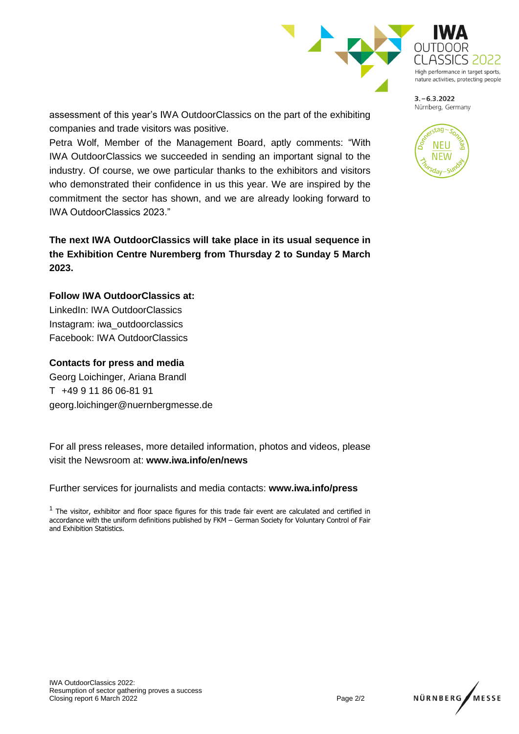assessment of this year's IWA OutdoorClassics on the part of the exhibiting companies and trade visitors was positive.

Petra Wolf, Member of the Management Board, aptly comments: "With IWA OutdoorClassics we succeeded in sending an important signal to the industry. Of course, we owe particular thanks to the exhibitors and visitors who demonstrated their confidence in us this year. We are inspired by the commitment the sector has shown, and we are already looking forward to IWA OutdoorClassics 2023."

**The next IWA OutdoorClassics will take place in its usual sequence in the Exhibition Centre Nuremberg from Thursday 2 to Sunday 5 March 2023.**

**Follow IWA OutdoorClassics at:**
LinkedIn: IWA OutdoorClassics
Instagram: iwa_outdoorclassics
Facebook: IWA OutdoorClassics

**Contacts for press and media**
Georg Loichinger, Ariana Brandl
T +49 9 11 86 06-81 91
georg.loichinger@nuernbergmesse.de

For all press releases, more detailed information, photos and videos, please visit the Newsroom at: **www.iwa.info/en/news**

Further services for journalists and media contacts: **www.iwa.info/press**

[1] The visitor, exhibitor and floor space figures for this trade fair event are calculated and certified in accordance with the uniform definitions published by FKM – German Society for Voluntary Control of Fair and Exhibition Statistics.